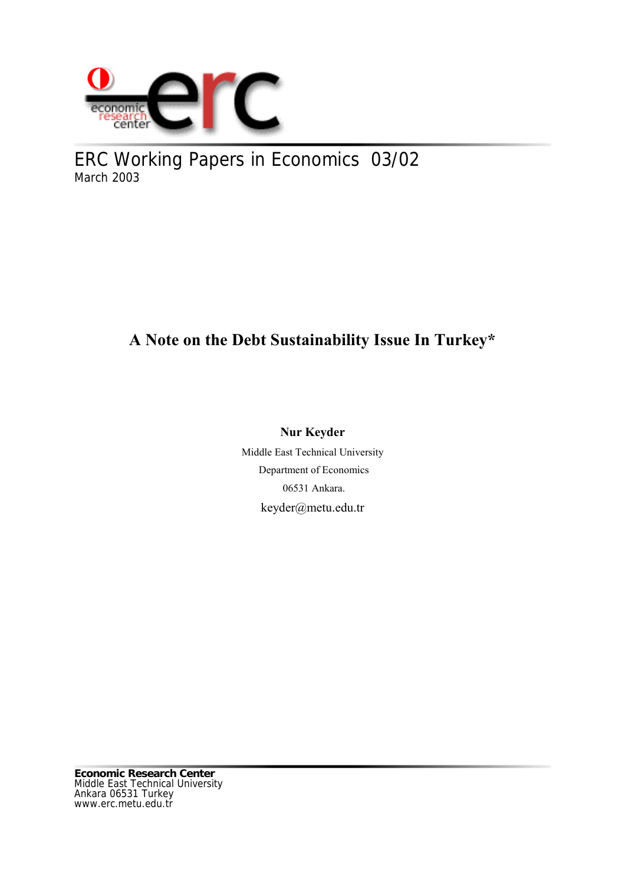ERC Working Papers in Economics 03/02

March 2003

# A Note on the Debt Sustainability Issue In Turkey*

**Nur Keyder**

Middle East Technical University

Department of Economics

06531 Ankara.

keyder@metu.edu.tr

**Economic Research Center**
Middle East Technical University
Ankara 06531 Turkey
www.erc.metu.edu.tr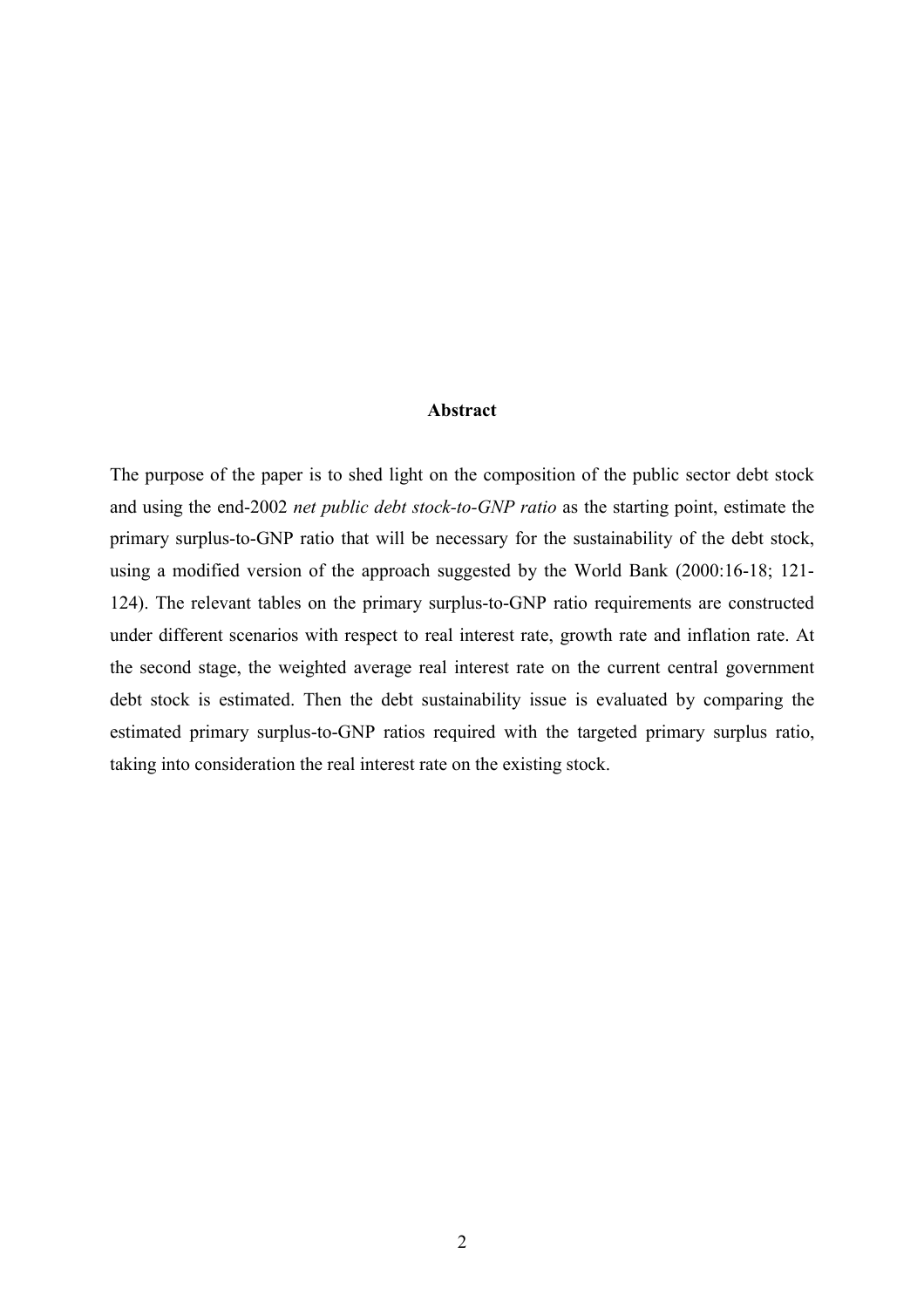## Abstract

The purpose of the paper is to shed light on the composition of the public sector debt stock and using the end-2002 *net public debt stock-to-GNP ratio* as the starting point, estimate the primary surplus-to-GNP ratio that will be necessary for the sustainability of the debt stock, using a modified version of the approach suggested by the World Bank (2000:16-18; 121-124). The relevant tables on the primary surplus-to-GNP ratio requirements are constructed under different scenarios with respect to real interest rate, growth rate and inflation rate. At the second stage, the weighted average real interest rate on the current central government debt stock is estimated. Then the debt sustainability issue is evaluated by comparing the estimated primary surplus-to-GNP ratios required with the targeted primary surplus ratio, taking into consideration the real interest rate on the existing stock.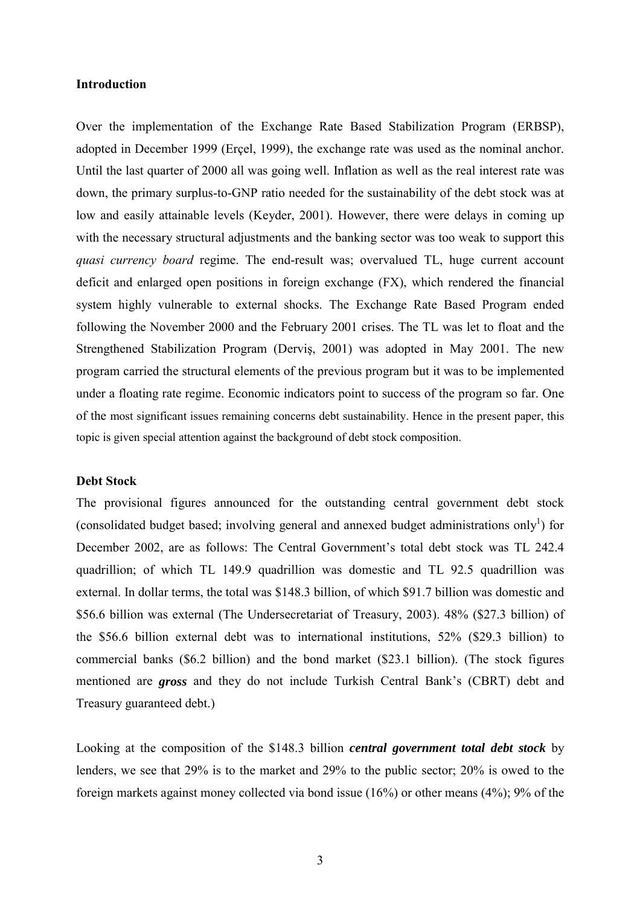## Introduction

Over the implementation of the Exchange Rate Based Stabilization Program (ERBSP), adopted in December 1999 (Erçel, 1999), the exchange rate was used as the nominal anchor. Until the last quarter of 2000 all was going well. Inflation as well as the real interest rate was down, the primary surplus-to-GNP ratio needed for the sustainability of the debt stock was at low and easily attainable levels (Keyder, 2001). However, there were delays in coming up with the necessary structural adjustments and the banking sector was too weak to support this *quasi currency board* regime. The end-result was; overvalued TL, huge current account deficit and enlarged open positions in foreign exchange (FX), which rendered the financial system highly vulnerable to external shocks. The Exchange Rate Based Program ended following the November 2000 and the February 2001 crises. The TL was let to float and the Strengthened Stabilization Program (Derviş, 2001) was adopted in May 2001. The new program carried the structural elements of the previous program but it was to be implemented under a floating rate regime. Economic indicators point to success of the program so far. One of the most significant issues remaining concerns debt sustainability. Hence in the present paper, this topic is given special attention against the background of debt stock composition.

## Debt Stock

The provisional figures announced for the outstanding central government debt stock (consolidated budget based; involving general and annexed budget administrations only[1]) for December 2002, are as follows: The Central Government's total debt stock was TL 242.4 quadrillion; of which TL 149.9 quadrillion was domestic and TL 92.5 quadrillion was external. In dollar terms, the total was \$148.3 billion, of which \$91.7 billion was domestic and \$56.6 billion was external (The Undersecretariat of Treasury, 2003). 48% (\$27.3 billion) of the \$56.6 billion external debt was to international institutions, 52% (\$29.3 billion) to commercial banks (\$6.2 billion) and the bond market (\$23.1 billion). (The stock figures mentioned are ***gross*** and they do not include Turkish Central Bank's (CBRT) debt and Treasury guaranteed debt.)

Looking at the composition of the \$148.3 billion ***central government total debt stock*** by lenders, we see that 29% is to the market and 29% to the public sector; 20% is owed to the foreign markets against money collected via bond issue (16%) or other means (4%); 9% of the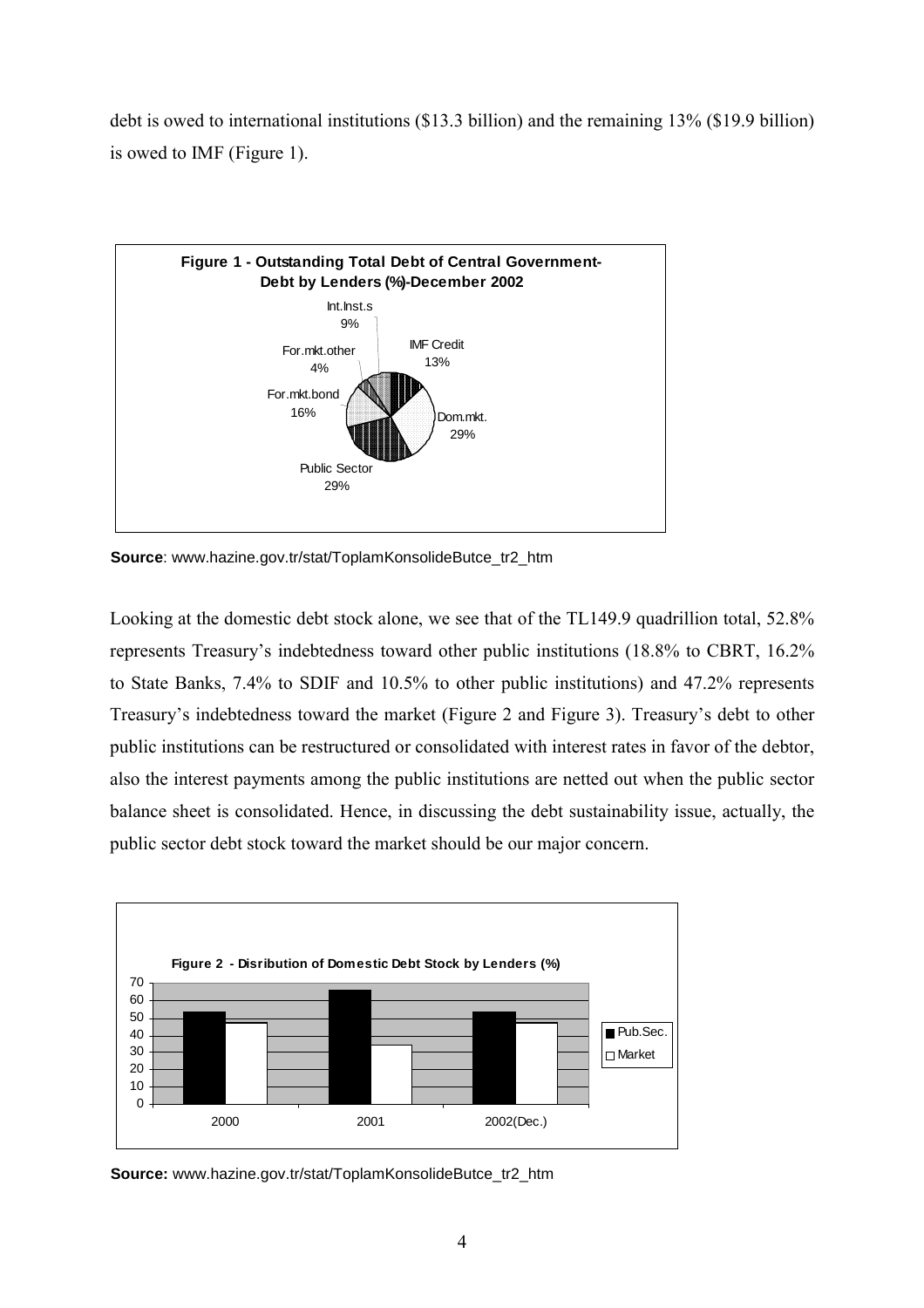debt is owed to international institutions ($13.3 billion) and the remaining 13% ($19.9 billion) is owed to IMF (Figure 1).

**Figure 1 - Outstanding Total Debt of Central Government-Debt by Lenders (%)-December 2002**

**Source**: www.hazine.gov.tr/stat/ToplamKonsolideButce_tr2_htm

Looking at the domestic debt stock alone, we see that of the TL149.9 quadrillion total, 52.8% represents Treasury's indebtedness toward other public institutions (18.8% to CBRT, 16.2% to State Banks, 7.4% to SDIF and 10.5% to other public institutions) and 47.2% represents Treasury's indebtedness toward the market (Figure 2 and Figure 3). Treasury's debt to other public institutions can be restructured or consolidated with interest rates in favor of the debtor, also the interest payments among the public institutions are netted out when the public sector balance sheet is consolidated. Hence, in discussing the debt sustainability issue, actually, the public sector debt stock toward the market should be our major concern.

**Figure 2 - Disribution of Domestic Debt Stock by Lenders (%)**

**Source:** www.hazine.gov.tr/stat/ToplamKonsolideButce_tr2_htm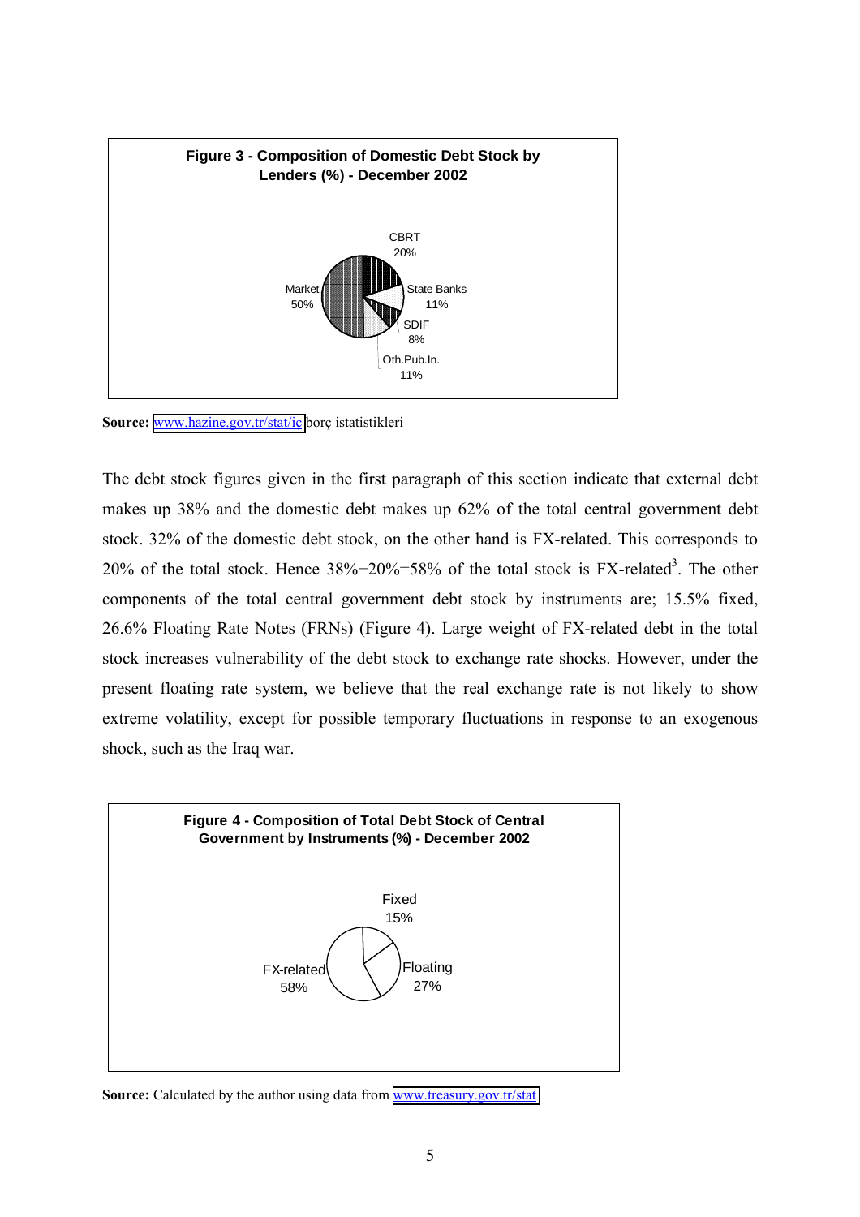**Figure 3 - Composition of Domestic Debt Stock by Lenders (%) - December 2002**

CBRT 20%

State Banks 11%

SDIF 8%

Oth.Pub.In. 11%

Market 50%

**Source:** www.hazine.gov.tr/stat/iç borç istatistikleri

The debt stock figures given in the first paragraph of this section indicate that external debt makes up 38% and the domestic debt makes up 62% of the total central government debt stock. 32% of the domestic debt stock, on the other hand is FX-related. This corresponds to 20% of the total stock. Hence 38%+20%=58% of the total stock is FX-related[3]. The other components of the total central government debt stock by instruments are; 15.5% fixed, 26.6% Floating Rate Notes (FRNs) (Figure 4). Large weight of FX-related debt in the total stock increases vulnerability of the debt stock to exchange rate shocks. However, under the present floating rate system, we believe that the real exchange rate is not likely to show extreme volatility, except for possible temporary fluctuations in response to an exogenous shock, such as the Iraq war.

**Figure 4 - Composition of Total Debt Stock of Central Government by Instruments (%) - December 2002**

Fixed 15%

Floating 27%

FX-related 58%

**Source:** Calculated by the author using data from www.treasury.gov.tr/stat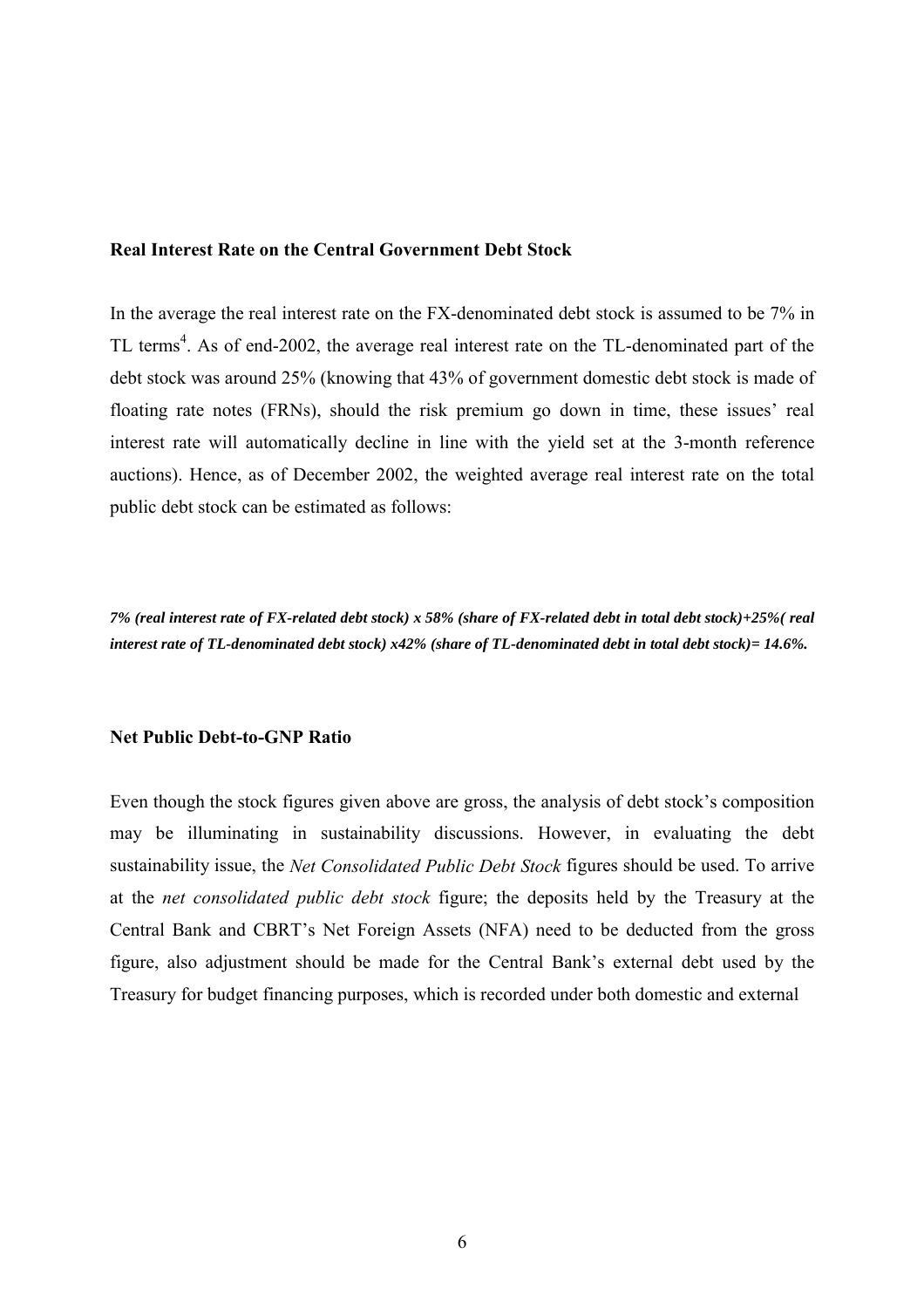**Real Interest Rate on the Central Government Debt Stock**

In the average the real interest rate on the FX-denominated debt stock is assumed to be 7% in TL terms[4]. As of end-2002, the average real interest rate on the TL-denominated part of the debt stock was around 25% (knowing that 43% of government domestic debt stock is made of floating rate notes (FRNs), should the risk premium go down in time, these issues' real interest rate will automatically decline in line with the yield set at the 3-month reference auctions). Hence, as of December 2002, the weighted average real interest rate on the total public debt stock can be estimated as follows:

***7% (real interest rate of FX-related debt stock) x 58% (share of FX-related debt in total debt stock)+25%( real interest rate of TL-denominated debt stock) x42% (share of TL-denominated debt in total debt stock)= 14.6%.***

**Net Public Debt-to-GNP Ratio**

Even though the stock figures given above are gross, the analysis of debt stock's composition may be illuminating in sustainability discussions. However, in evaluating the debt sustainability issue, the *Net Consolidated Public Debt Stock* figures should be used. To arrive at the *net consolidated public debt stock* figure; the deposits held by the Treasury at the Central Bank and CBRT's Net Foreign Assets (NFA) need to be deducted from the gross figure, also adjustment should be made for the Central Bank's external debt used by the Treasury for budget financing purposes, which is recorded under both domestic and external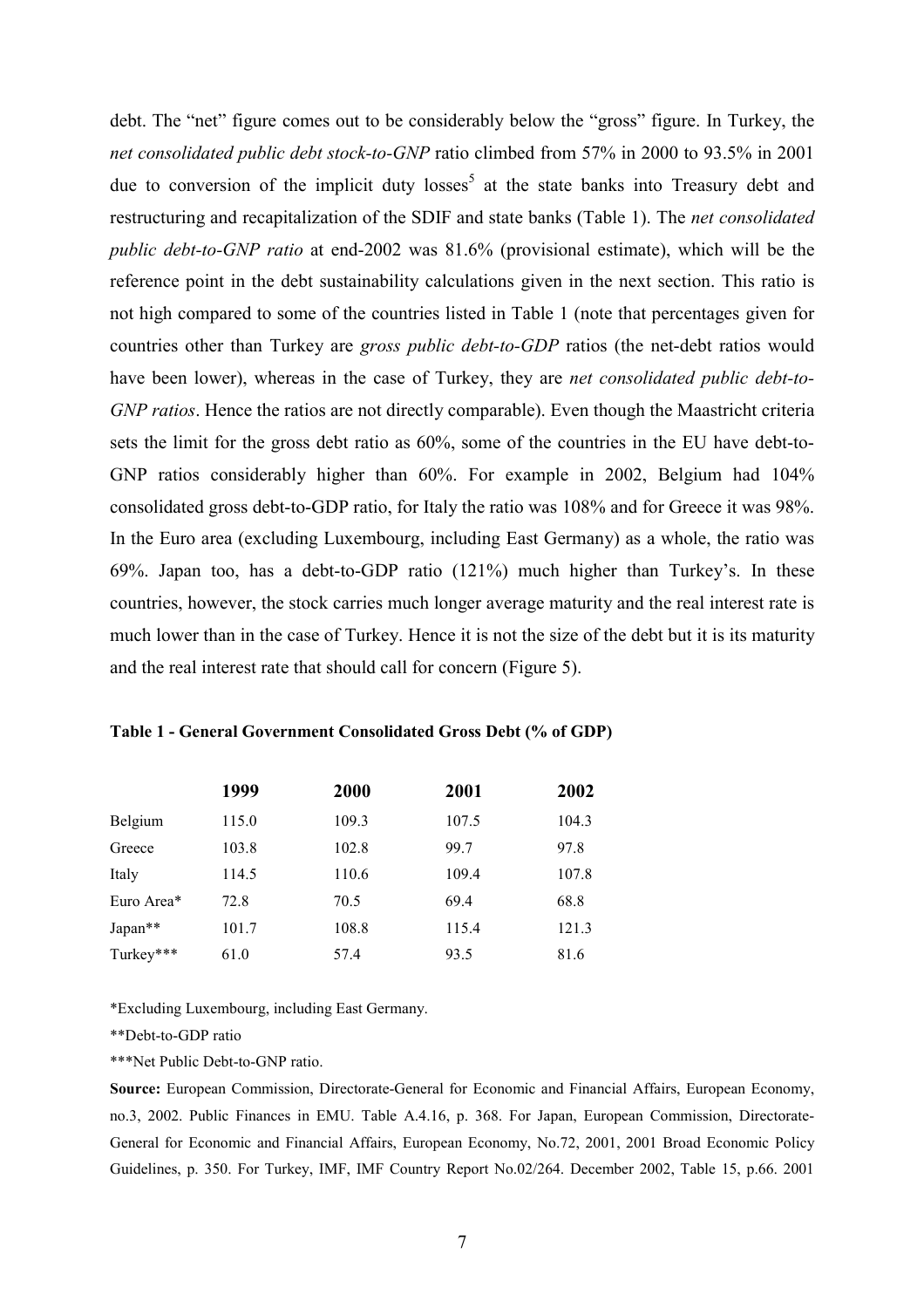debt. The "net" figure comes out to be considerably below the "gross" figure. In Turkey, the *net consolidated public debt stock-to-GNP* ratio climbed from 57% in 2000 to 93.5% in 2001 due to conversion of the implicit duty losses[5] at the state banks into Treasury debt and restructuring and recapitalization of the SDIF and state banks (Table 1). The *net consolidated public debt-to-GNP ratio* at end-2002 was 81.6% (provisional estimate), which will be the reference point in the debt sustainability calculations given in the next section. This ratio is not high compared to some of the countries listed in Table 1 (note that percentages given for countries other than Turkey are *gross public debt-to-GDP* ratios (the net-debt ratios would have been lower), whereas in the case of Turkey, they are *net consolidated public debt-to-GNP ratios*. Hence the ratios are not directly comparable). Even though the Maastricht criteria sets the limit for the gross debt ratio as 60%, some of the countries in the EU have debt-to-GNP ratios considerably higher than 60%. For example in 2002, Belgium had 104% consolidated gross debt-to-GDP ratio, for Italy the ratio was 108% and for Greece it was 98%. In the Euro area (excluding Luxembourg, including East Germany) as a whole, the ratio was 69%. Japan too, has a debt-to-GDP ratio (121%) much higher than Turkey's. In these countries, however, the stock carries much longer average maturity and the real interest rate is much lower than in the case of Turkey. Hence it is not the size of the debt but it is its maturity and the real interest rate that should call for concern (Figure 5).

**Table 1 - General Government Consolidated Gross Debt (% of GDP)**

| | **1999** | **2000** | **2001** | **2002** |
|---|---|---|---|---|
| Belgium | 115.0 | 109.3 | 107.5 | 104.3 |
| Greece | 103.8 | 102.8 | 99.7 | 97.8 |
| Italy | 114.5 | 110.6 | 109.4 | 107.8 |
| Euro Area* | 72.8 | 70.5 | 69.4 | 68.8 |
| Japan** | 101.7 | 108.8 | 115.4 | 121.3 |
| Turkey*** | 61.0 | 57.4 | 93.5 | 81.6 |

*Excluding Luxembourg, including East Germany.

**Debt-to-GDP ratio

***Net Public Debt-to-GNP ratio.

**Source:** European Commission, Directorate-General for Economic and Financial Affairs, European Economy, no.3, 2002. Public Finances in EMU. Table A.4.16, p. 368. For Japan, European Commission, Directorate-General for Economic and Financial Affairs, European Economy, No.72, 2001, 2001 Broad Economic Policy Guidelines, p. 350. For Turkey, IMF, IMF Country Report No.02/264. December 2002, Table 15, p.66. 2001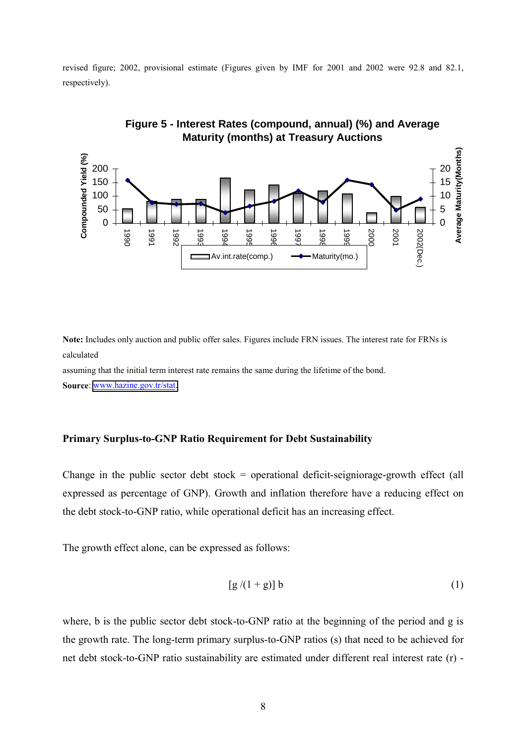revised figure; 2002, provisional estimate (Figures given by IMF for 2001 and 2002 were 92.8 and 82.1, respectively).

**Figure 5 - Interest Rates (compound, annual) (%) and Average Maturity (months) at Treasury Auctions**

**Note:** Includes only auction and public offer sales. Figures include FRN issues. The interest rate for FRNs is calculated

assuming that the initial term interest rate remains the same during the lifetime of the bond.

**Source**: www.hazine.gov.tr/stat.

### Primary Surplus-to-GNP Ratio Requirement for Debt Sustainability

Change in the public sector debt stock = operational deficit-seigniorage-growth effect (all expressed as percentage of GNP). Growth and inflation therefore have a reducing effect on the debt stock-to-GNP ratio, while operational deficit has an increasing effect.

The growth effect alone, can be expressed as follows:

$$[g/(1+g)]\, b \tag{1}$$

where, b is the public sector debt stock-to-GNP ratio at the beginning of the period and g is the growth rate. The long-term primary surplus-to-GNP ratios (s) that need to be achieved for net debt stock-to-GNP ratio sustainability are estimated under different real interest rate (r) -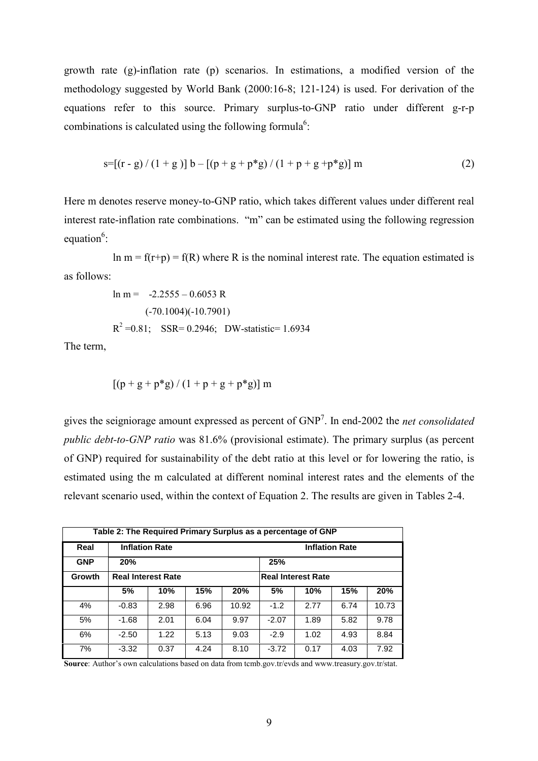growth rate (g)-inflation rate (p) scenarios. In estimations, a modified version of the methodology suggested by World Bank (2000:16-8; 121-124) is used. For derivation of the equations refer to this source. Primary surplus-to-GNP ratio under different g-r-p combinations is calculated using the following formula[6]:

$$s=[(r - g) / (1 + g )] b – [(p + g + p*g) / (1 + p + g +p*g)] m \tag{2}$$

Here m denotes reserve money-to-GNP ratio, which takes different values under different real interest rate-inflation rate combinations. "m" can be estimated using the following regression equation[6]:

$\ln m = f(r+p) = f(R)$ where R is the nominal interest rate. The equation estimated is as follows:

$$\ln m = -2.2555 – 0.6053 R$$
$$(-70.1004)(-10.7901)$$
$$R^2 = 0.81; \quad SSR= 0.2946; \quad DW\text{-statistic}= 1.6934$$

The term,

$$[(p + g + p*g) / (1 + p + g + p*g)] m$$

gives the seigniorage amount expressed as percent of GNP[7]. In end-2002 the *net consolidated public debt-to-GNP ratio* was 81.6% (provisional estimate). The primary surplus (as percent of GNP) required for sustainability of the debt ratio at this level or for lowering the ratio, is estimated using the m calculated at different nominal interest rates and the elements of the relevant scenario used, within the context of Equation 2. The results are given in Tables 2-4.

**Table 2: The Required Primary Surplus as a percentage of GNP**

| Real | Inflation Rate | | | | Inflation Rate | | | |
|---|---|---|---|---|---|---|---|---|
| GNP | 20% | | | | 25% | | | |
| Growth | Real Interest Rate | | | | Real Interest Rate | | | |
| | 5% | 10% | 15% | 20% | 5% | 10% | 15% | 20% |
| 4% | -0.83 | 2.98 | 6.96 | 10.92 | -1.2 | 2.77 | 6.74 | 10.73 |
| 5% | -1.68 | 2.01 | 6.04 | 9.97 | -2.07 | 1.89 | 5.82 | 9.78 |
| 6% | -2.50 | 1.22 | 5.13 | 9.03 | -2.9 | 1.02 | 4.93 | 8.84 |
| 7% | -3.32 | 0.37 | 4.24 | 8.10 | -3.72 | 0.17 | 4.03 | 7.92 |

**Source**: Author's own calculations based on data from tcmb.gov.tr/evds and www.treasury.gov.tr/stat.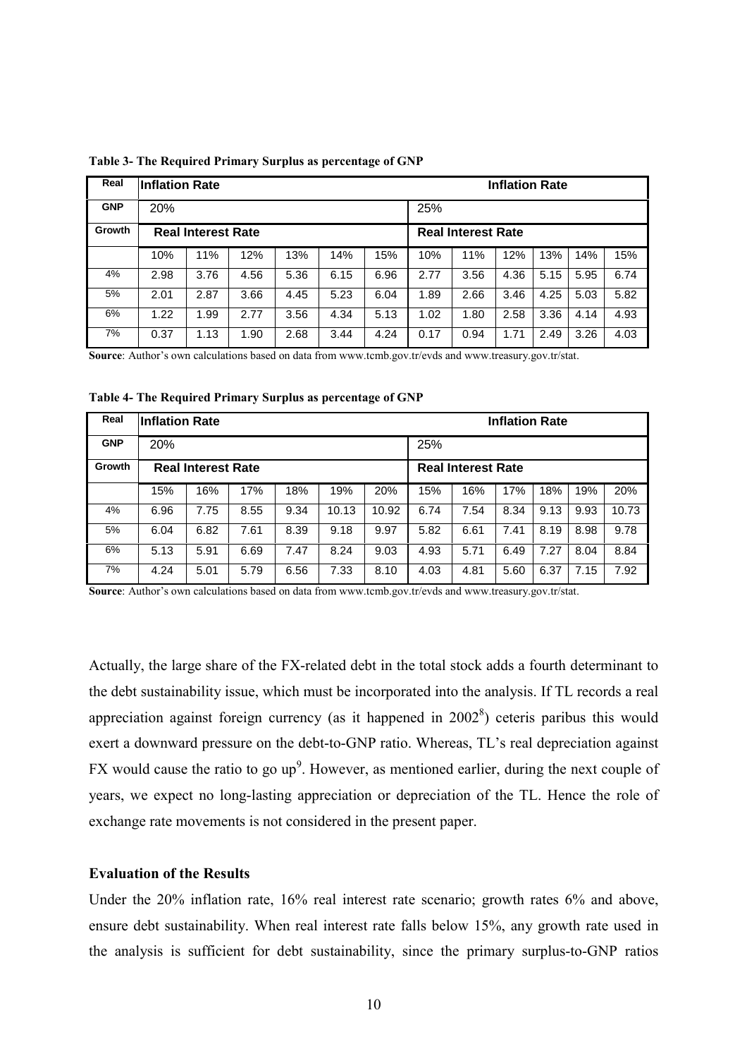**Table 3- The Required Primary Surplus as percentage of GNP**

| Real | Inflation Rate | | | | | | | | Inflation Rate | | | |
|---|---|---|---|---|---|---|---|---|---|---|---|---|
| GNP | 20% | | | | | | 25% | | | | | |
| Growth | Real Interest Rate | | | | | | Real Interest Rate | | | | | |
| | 10% | 11% | 12% | 13% | 14% | 15% | 10% | 11% | 12% | 13% | 14% | 15% |
| 4% | 2.98 | 3.76 | 4.56 | 5.36 | 6.15 | 6.96 | 2.77 | 3.56 | 4.36 | 5.15 | 5.95 | 6.74 |
| 5% | 2.01 | 2.87 | 3.66 | 4.45 | 5.23 | 6.04 | 1.89 | 2.66 | 3.46 | 4.25 | 5.03 | 5.82 |
| 6% | 1.22 | 1.99 | 2.77 | 3.56 | 4.34 | 5.13 | 1.02 | 1.80 | 2.58 | 3.36 | 4.14 | 4.93 |
| 7% | 0.37 | 1.13 | 1.90 | 2.68 | 3.44 | 4.24 | 0.17 | 0.94 | 1.71 | 2.49 | 3.26 | 4.03 |

**Source**: Author's own calculations based on data from www.tcmb.gov.tr/evds and www.treasury.gov.tr/stat.

**Table 4- The Required Primary Surplus as percentage of GNP**

| Real | Inflation Rate | | | | | | | | Inflation Rate | | | |
|---|---|---|---|---|---|---|---|---|---|---|---|---|
| GNP | 20% | | | | | | 25% | | | | | |
| Growth | Real Interest Rate | | | | | | Real Interest Rate | | | | | |
| | 15% | 16% | 17% | 18% | 19% | 20% | 15% | 16% | 17% | 18% | 19% | 20% |
| 4% | 6.96 | 7.75 | 8.55 | 9.34 | 10.13 | 10.92 | 6.74 | 7.54 | 8.34 | 9.13 | 9.93 | 10.73 |
| 5% | 6.04 | 6.82 | 7.61 | 8.39 | 9.18 | 9.97 | 5.82 | 6.61 | 7.41 | 8.19 | 8.98 | 9.78 |
| 6% | 5.13 | 5.91 | 6.69 | 7.47 | 8.24 | 9.03 | 4.93 | 5.71 | 6.49 | 7.27 | 8.04 | 8.84 |
| 7% | 4.24 | 5.01 | 5.79 | 6.56 | 7.33 | 8.10 | 4.03 | 4.81 | 5.60 | 6.37 | 7.15 | 7.92 |

**Source**: Author's own calculations based on data from www.tcmb.gov.tr/evds and www.treasury.gov.tr/stat.

Actually, the large share of the FX-related debt in the total stock adds a fourth determinant to the debt sustainability issue, which must be incorporated into the analysis. If TL records a real appreciation against foreign currency (as it happened in 2002[8]) ceteris paribus this would exert a downward pressure on the debt-to-GNP ratio. Whereas, TL's real depreciation against FX would cause the ratio to go up[9]. However, as mentioned earlier, during the next couple of years, we expect no long-lasting appreciation or depreciation of the TL. Hence the role of exchange rate movements is not considered in the present paper.

### Evaluation of the Results

Under the 20% inflation rate, 16% real interest rate scenario; growth rates 6% and above, ensure debt sustainability. When real interest rate falls below 15%, any growth rate used in the analysis is sufficient for debt sustainability, since the primary surplus-to-GNP ratios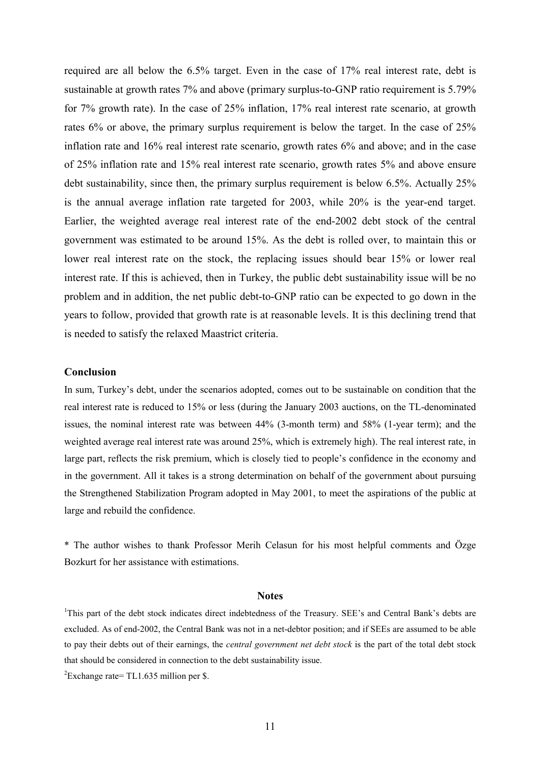required are all below the 6.5% target. Even in the case of 17% real interest rate, debt is sustainable at growth rates 7% and above (primary surplus-to-GNP ratio requirement is 5.79% for 7% growth rate). In the case of 25% inflation, 17% real interest rate scenario, at growth rates 6% or above, the primary surplus requirement is below the target. In the case of 25% inflation rate and 16% real interest rate scenario, growth rates 6% and above; and in the case of 25% inflation rate and 15% real interest rate scenario, growth rates 5% and above ensure debt sustainability, since then, the primary surplus requirement is below 6.5%. Actually 25% is the annual average inflation rate targeted for 2003, while 20% is the year-end target. Earlier, the weighted average real interest rate of the end-2002 debt stock of the central government was estimated to be around 15%. As the debt is rolled over, to maintain this or lower real interest rate on the stock, the replacing issues should bear 15% or lower real interest rate. If this is achieved, then in Turkey, the public debt sustainability issue will be no problem and in addition, the net public debt-to-GNP ratio can be expected to go down in the years to follow, provided that growth rate is at reasonable levels. It is this declining trend that is needed to satisfy the relaxed Maastrict criteria.

## Conclusion

In sum, Turkey's debt, under the scenarios adopted, comes out to be sustainable on condition that the real interest rate is reduced to 15% or less (during the January 2003 auctions, on the TL-denominated issues, the nominal interest rate was between 44% (3-month term) and 58% (1-year term); and the weighted average real interest rate was around 25%, which is extremely high). The real interest rate, in large part, reflects the risk premium, which is closely tied to people's confidence in the economy and in the government. All it takes is a strong determination on behalf of the government about pursuing the Strengthened Stabilization Program adopted in May 2001, to meet the aspirations of the public at large and rebuild the confidence.

\* The author wishes to thank Professor Merih Celasun for his most helpful comments and Özge Bozkurt for her assistance with estimations.

## Notes

[1]This part of the debt stock indicates direct indebtedness of the Treasury. SEE's and Central Bank's debts are excluded. As of end-2002, the Central Bank was not in a net-debtor position; and if SEEs are assumed to be able to pay their debts out of their earnings, the *central government net debt stock* is the part of the total debt stock that should be considered in connection to the debt sustainability issue.

[2]Exchange rate= TL1.635 million per $.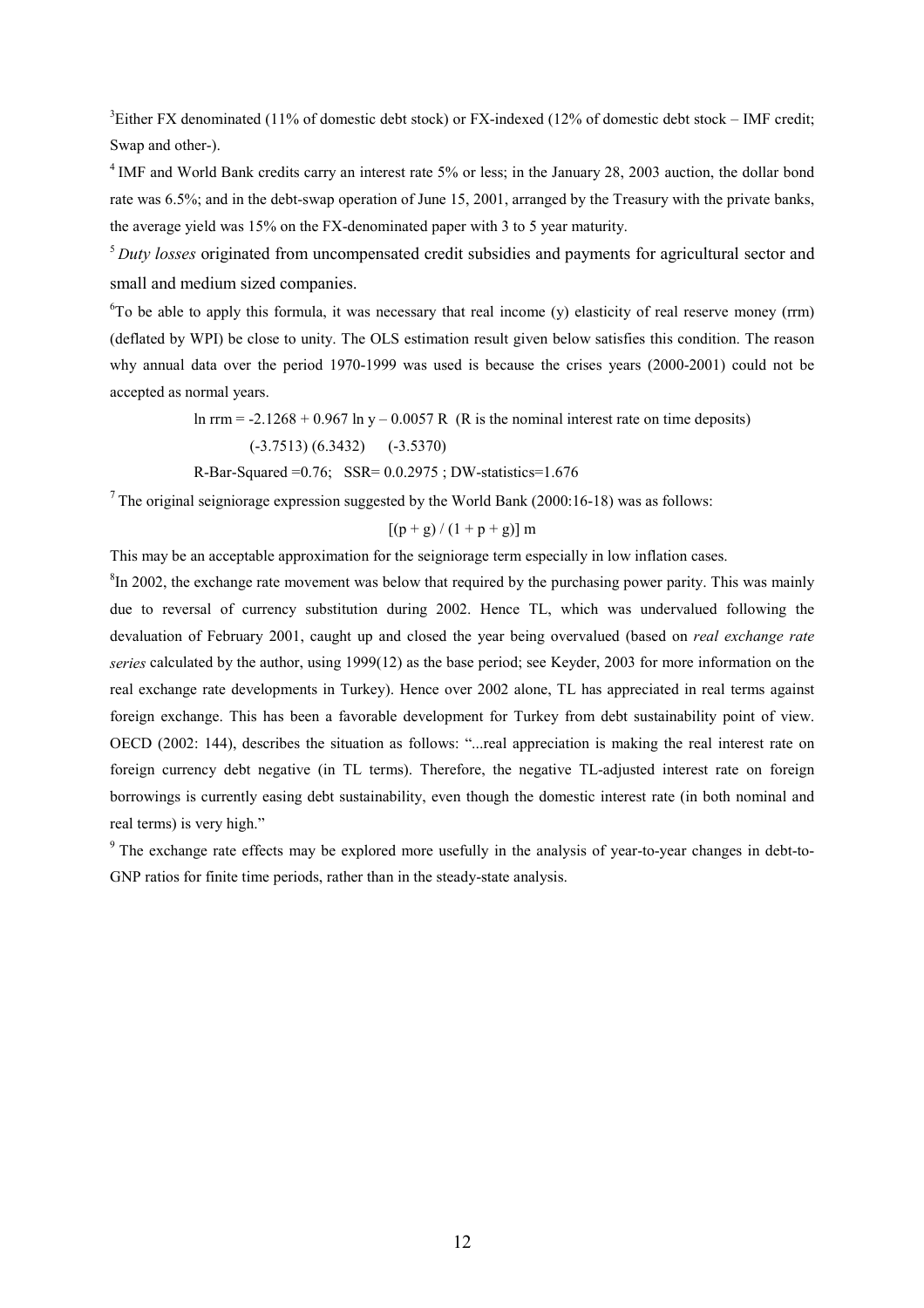[3]Either FX denominated (11% of domestic debt stock) or FX-indexed (12% of domestic debt stock – IMF credit; Swap and other-).

[4] IMF and World Bank credits carry an interest rate 5% or less; in the January 28, 2003 auction, the dollar bond rate was 6.5%; and in the debt-swap operation of June 15, 2001, arranged by the Treasury with the private banks, the average yield was 15% on the FX-denominated paper with 3 to 5 year maturity.

[5] *Duty losses* originated from uncompensated credit subsidies and payments for agricultural sector and small and medium sized companies.

[6]To be able to apply this formula, it was necessary that real income (y) elasticity of real reserve money (rrm) (deflated by WPI) be close to unity. The OLS estimation result given below satisfies this condition. The reason why annual data over the period 1970-1999 was used is because the crises years (2000-2001) could not be accepted as normal years.

$$\ln rrm = -2.1268 + 0.967 \ln y - 0.0057 R$$ (R is the nominal interest rate on time deposits)

(-3.7513) (6.3432) (-3.5370)

R-Bar-Squared =0.76; SSR= 0.0.2975 ; DW-statistics=1.676

[7] The original seigniorage expression suggested by the World Bank (2000:16-18) was as follows:

$$[(p + g) / (1 + p + g)]\ m$$

This may be an acceptable approximation for the seigniorage term especially in low inflation cases.

[8]In 2002, the exchange rate movement was below that required by the purchasing power parity. This was mainly due to reversal of currency substitution during 2002. Hence TL, which was undervalued following the devaluation of February 2001, caught up and closed the year being overvalued (based on *real exchange rate series* calculated by the author, using 1999(12) as the base period; see Keyder, 2003 for more information on the real exchange rate developments in Turkey). Hence over 2002 alone, TL has appreciated in real terms against foreign exchange. This has been a favorable development for Turkey from debt sustainability point of view. OECD (2002: 144), describes the situation as follows: "...real appreciation is making the real interest rate on foreign currency debt negative (in TL terms). Therefore, the negative TL-adjusted interest rate on foreign borrowings is currently easing debt sustainability, even though the domestic interest rate (in both nominal and real terms) is very high."

[9] The exchange rate effects may be explored more usefully in the analysis of year-to-year changes in debt-to-GNP ratios for finite time periods, rather than in the steady-state analysis.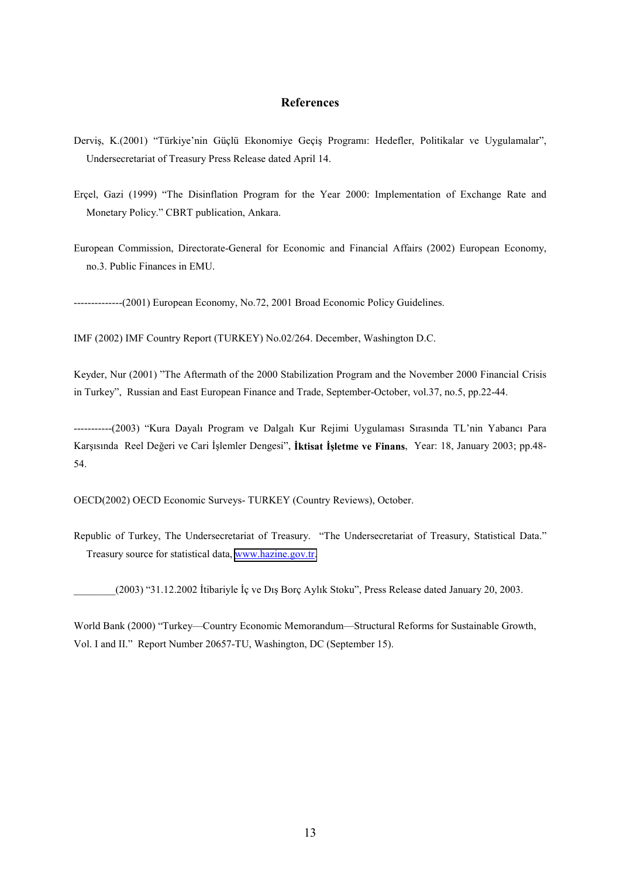## References

Derviş, K.(2001) "Türkiye'nin Güçlü Ekonomiye Geçiş Programı: Hedefler, Politikalar ve Uygulamalar", Undersecretariat of Treasury Press Release dated April 14.

Erçel, Gazi (1999) "The Disinflation Program for the Year 2000: Implementation of Exchange Rate and Monetary Policy." CBRT publication, Ankara.

European Commission, Directorate-General for Economic and Financial Affairs (2002) European Economy, no.3. Public Finances in EMU.

--------------(2001) European Economy, No.72, 2001 Broad Economic Policy Guidelines.

IMF (2002) IMF Country Report (TURKEY) No.02/264. December, Washington D.C.

Keyder, Nur (2001) "The Aftermath of the 2000 Stabilization Program and the November 2000 Financial Crisis in Turkey", Russian and East European Finance and Trade, September-October, vol.37, no.5, pp.22-44.

-----------(2003) "Kura Dayalı Program ve Dalgalı Kur Rejimi Uygulaması Sırasında TL'nin Yabancı Para Karşısında Reel Değeri ve Cari İşlemler Dengesi", **İktisat İşletme ve Finans**, Year: 18, January 2003; pp.48-54.

OECD(2002) OECD Economic Surveys- TURKEY (Country Reviews), October.

Republic of Turkey, The Undersecretariat of Treasury. "The Undersecretariat of Treasury, Statistical Data." Treasury source for statistical data, www.hazine.gov.tr.

________(2003) "31.12.2002 İtibariyle İç ve Dış Borç Aylık Stoku", Press Release dated January 20, 2003.

World Bank (2000) "Turkey—Country Economic Memorandum—Structural Reforms for Sustainable Growth, Vol. I and II." Report Number 20657-TU, Washington, DC (September 15).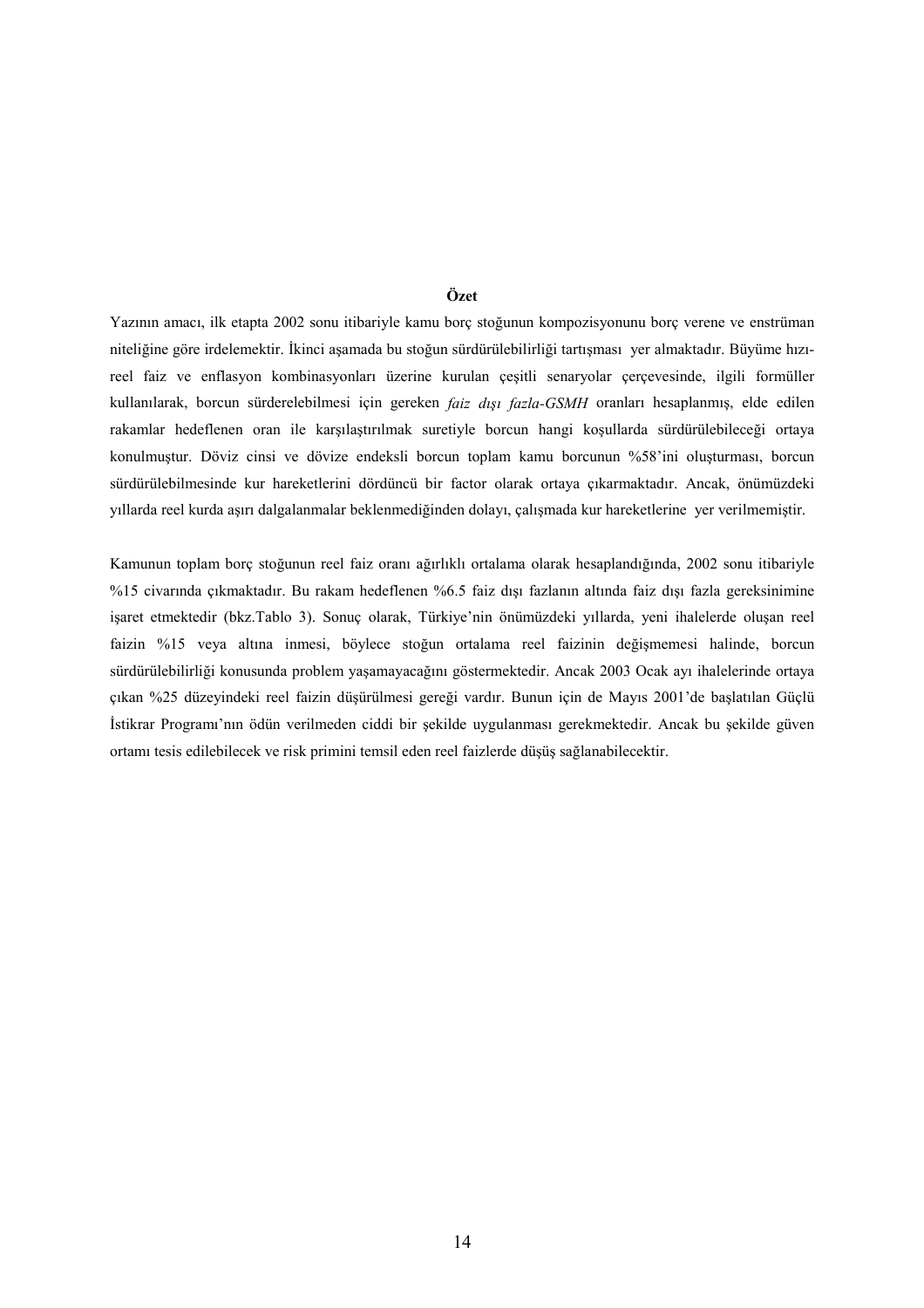**Özet**

Yazının amacı, ilk etapta 2002 sonu itibariyle kamu borç stoğunun kompozisyonunu borç verene ve enstrüman niteliğine göre irdelemektir. İkinci aşamada bu stoğun sürdürülebilirliği tartışması yer almaktadır. Büyüme hızı-reel faiz ve enflasyon kombinasyonları üzerine kurulan çeşitli senaryolar çerçevesinde, ilgili formüller kullanılarak, borcun sürderelebilmesi için gereken *faiz dışı fazla-GSMH* oranları hesaplanmış, elde edilen rakamlar hedeflenen oran ile karşılaştırılmak suretiyle borcun hangi koşullarda sürdürülebileceği ortaya konulmuştur. Döviz cinsi ve dövize endeksli borcun toplam kamu borcunun %58'ini oluşturması, borcun sürdürülebilmesinde kur hareketlerini dördüncü bir factor olarak ortaya çıkarmaktadır. Ancak, önümüzdeki yıllarda reel kurda aşırı dalgalanmalar beklenmediğinden dolayı, çalışmada kur hareketlerine yer verilmemiştir.

Kamunun toplam borç stoğunun reel faiz oranı ağırlıklı ortalama olarak hesaplandığında, 2002 sonu itibariyle %15 civarında çıkmaktadır. Bu rakam hedeflenen %6.5 faiz dışı fazlanın altında faiz dışı fazla gereksinimine işaret etmektedir (bkz.Tablo 3). Sonuç olarak, Türkiye'nin önümüzdeki yıllarda, yeni ihalelerde oluşan reel faizin %15 veya altına inmesi, böylece stoğun ortalama reel faizinin değişmemesi halinde, borcun sürdürülebilirliği konusunda problem yaşamayacağını göstermektedir. Ancak 2003 Ocak ayı ihalelerinde ortaya çıkan %25 düzeyindeki reel faizin düşürülmesi gereği vardır. Bunun için de Mayıs 2001'de başlatılan Güçlü İstikrar Programı'nın ödün verilmeden ciddi bir şekilde uygulanması gerekmektedir. Ancak bu şekilde güven ortamı tesis edilebilecek ve risk primini temsil eden reel faizlerde düşüş sağlanabilecektir.